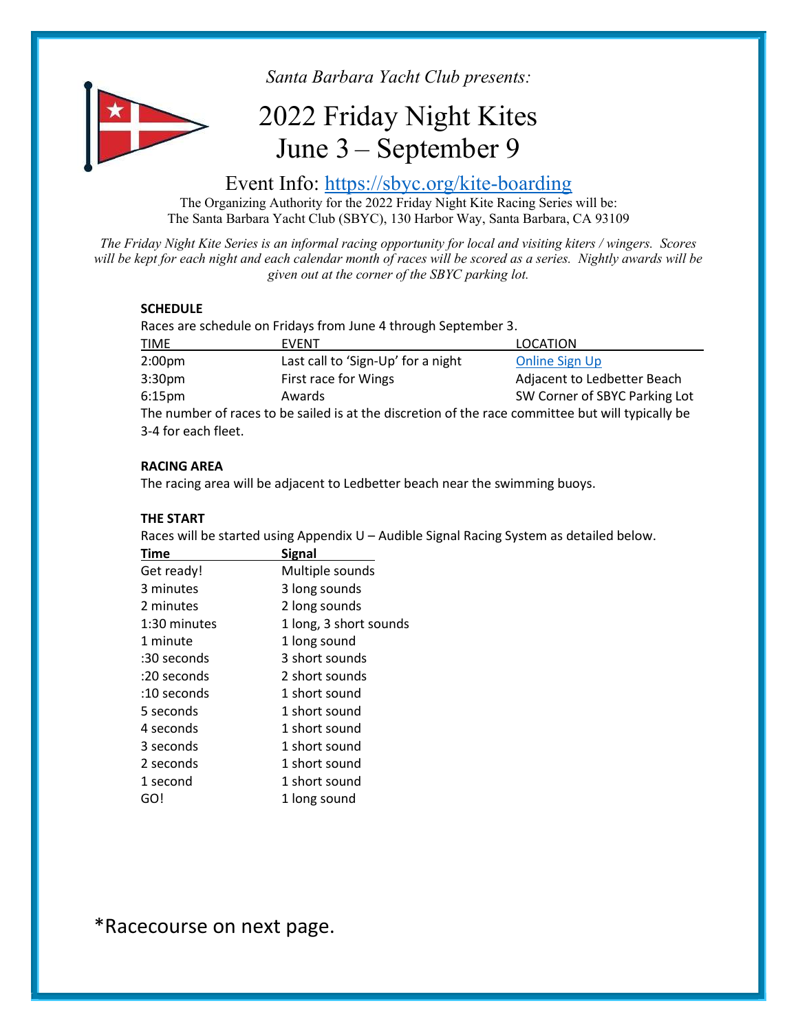*Santa Barbara Yacht Club presents:*

# 2022 Friday Night Kites
# June 3 – September 9

## Event Info: [https://sbyc.org/kite-boarding](https://sbyc.org/kite-boarding)

The Organizing Authority for the 2022 Friday Night Kite Racing Series will be:
The Santa Barbara Yacht Club (SBYC), 130 Harbor Way, Santa Barbara, CA 93109

*The Friday Night Kite Series is an informal racing opportunity for local and visiting kiters / wingers. Scores will be kept for each night and each calendar month of races will be scored as a series. Nightly awards will be given out at the corner of the SBYC parking lot.*

**SCHEDULE**

Races are schedule on Fridays from June 4 through September 3.

| TIME | EVENT | LOCATION |
|---|---|---|
| 2:00pm | Last call to 'Sign-Up' for a night | Online Sign Up |
| 3:30pm | First race for Wings | Adjacent to Ledbetter Beach |
| 6:15pm | Awards | SW Corner of SBYC Parking Lot |

The number of races to be sailed is at the discretion of the race committee but will typically be 3-4 for each fleet.

**RACING AREA**

The racing area will be adjacent to Ledbetter beach near the swimming buoys.

**THE START**

Races will be started using Appendix U – Audible Signal Racing System as detailed below.

| Time | Signal |
|---|---|
| Get ready! | Multiple sounds |
| 3 minutes | 3 long sounds |
| 2 minutes | 2 long sounds |
| 1:30 minutes | 1 long, 3 short sounds |
| 1 minute | 1 long sound |
| :30 seconds | 3 short sounds |
| :20 seconds | 2 short sounds |
| :10 seconds | 1 short sound |
| 5 seconds | 1 short sound |
| 4 seconds | 1 short sound |
| 3 seconds | 1 short sound |
| 2 seconds | 1 short sound |
| 1 second | 1 short sound |
| GO! | 1 long sound |

*Racecourse on next page.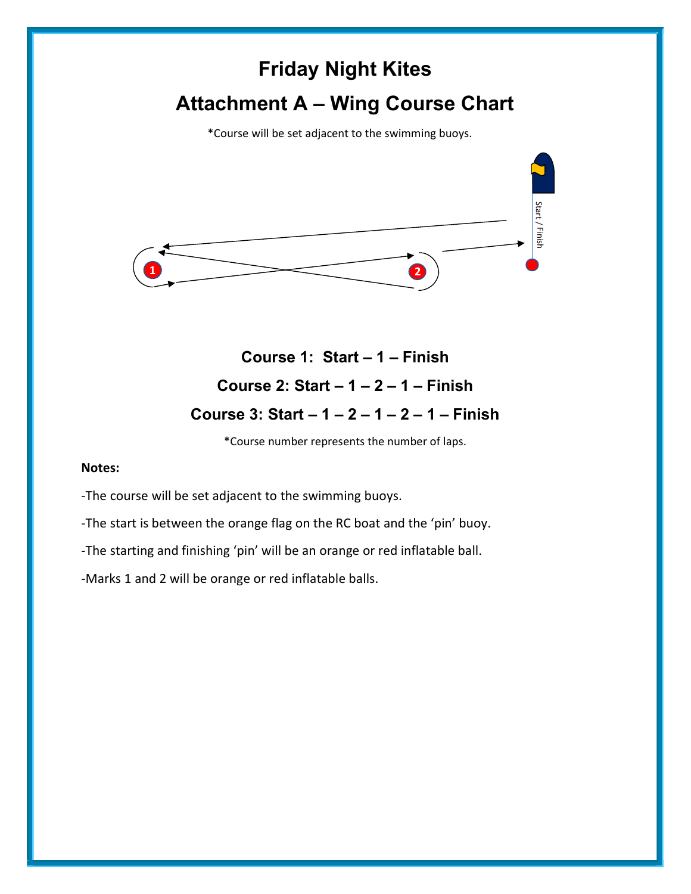# Friday Night Kites

## Attachment A – Wing Course Chart

*Course will be set adjacent to the swimming buoys.

Start / Finish

1

2

**Course 1: Start – 1 – Finish**

**Course 2: Start – 1 – 2 – 1 – Finish**

**Course 3: Start – 1 – 2 – 1 – 2 – 1 – Finish**

*Course number represents the number of laps.

**Notes:**

-The course will be set adjacent to the swimming buoys.

-The start is between the orange flag on the RC boat and the 'pin' buoy.

-The starting and finishing 'pin' will be an orange or red inflatable ball.

-Marks 1 and 2 will be orange or red inflatable balls.